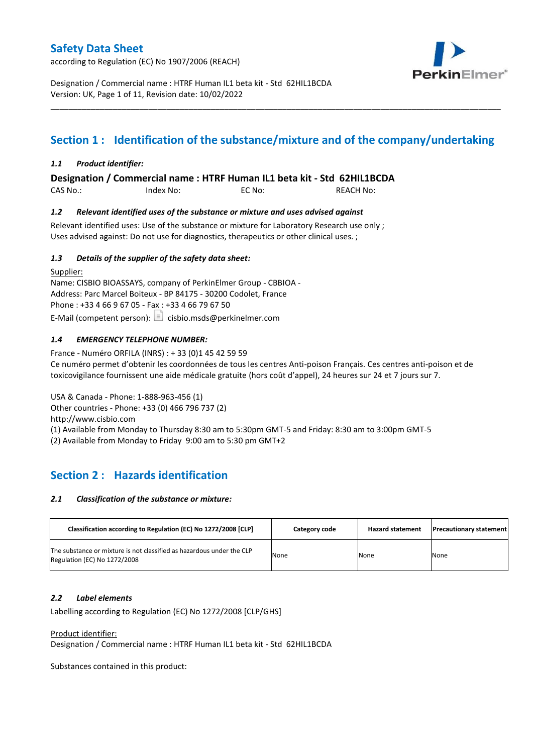Designation / Commercial name : HTRF Human IL1 beta kit - Std 62HIL1BCDA
Version: UK, Page 1 of 11, Revision date: 10/02/2022

## Section 1 : Identification of the substance/mixture and of the company/undertaking

### *1.1 Product identifier:*

**Designation / Commercial name : HTRF Human IL1 beta kit - Std 62HIL1BCDA**

CAS No.: Index No: EC No: REACH No:

### *1.2 Relevant identified uses of the substance or mixture and uses advised against*

Relevant identified uses: Use of the substance or mixture for Laboratory Research use only ;
Uses advised against: Do not use for diagnostics, therapeutics or other clinical uses. ;

### *1.3 Details of the supplier of the safety data sheet:*

Supplier:
Name: CISBIO BIOASSAYS, company of PerkinElmer Group - CBBIOA -
Address: Parc Marcel Boiteux - BP 84175 - 30200 Codolet, France
Phone : +33 4 66 9 67 05 - Fax : +33 4 66 79 67 50
E-Mail (competent person): cisbio.msds@perkinelmer.com

### *1.4 EMERGENCY TELEPHONE NUMBER:*

France - Numéro ORFILA (INRS) : + 33 (0)1 45 42 59 59
Ce numéro permet d'obtenir les coordonnées de tous les centres Anti-poison Français. Ces centres anti-poison et de toxicovigilance fournissent une aide médicale gratuite (hors coût d'appel), 24 heures sur 24 et 7 jours sur 7.

USA & Canada - Phone: 1-888-963-456 (1)
Other countries - Phone: +33 (0) 466 796 737 (2)
http://www.cisbio.com
(1) Available from Monday to Thursday 8:30 am to 5:30pm GMT-5 and Friday: 8:30 am to 3:00pm GMT-5
(2) Available from Monday to Friday 9:00 am to 5:30 pm GMT+2

## Section 2 : Hazards identification

### *2.1 Classification of the substance or mixture:*

| Classification according to Regulation (EC) No 1272/2008 [CLP] | Category code | Hazard statement | Precautionary statement |
|---|---|---|---|
| The substance or mixture is not classified as hazardous under the CLP Regulation (EC) No 1272/2008 | None | None | None |

### *2.2 Label elements*

Labelling according to Regulation (EC) No 1272/2008 [CLP/GHS]

Product identifier:
Designation / Commercial name : HTRF Human IL1 beta kit - Std 62HIL1BCDA

Substances contained in this product: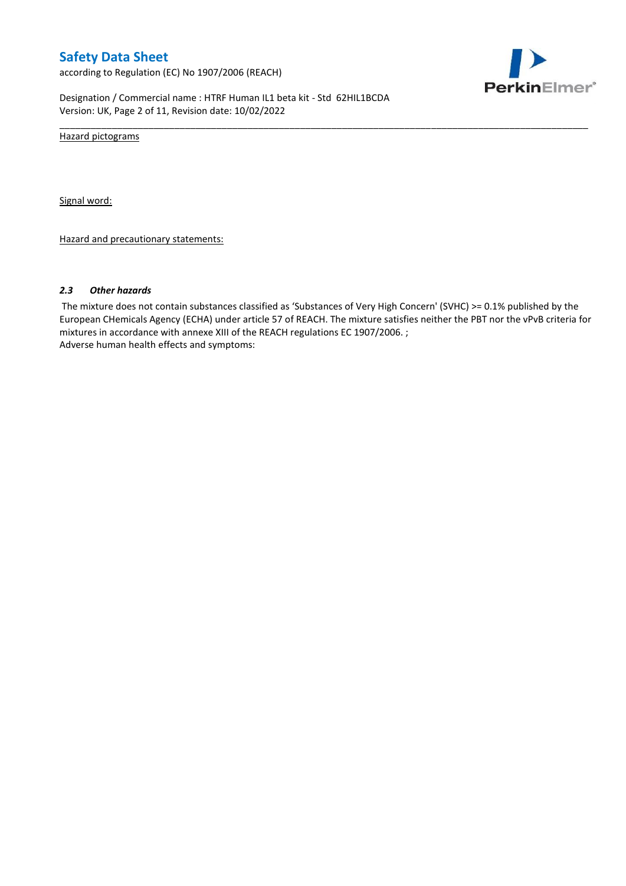Hazard pictograms

Signal word:

Hazard and precautionary statements:

### *2.3 Other hazards*

The mixture does not contain substances classified as 'Substances of Very High Concern' (SVHC) >= 0.1% published by the European CHemicals Agency (ECHA) under article 57 of REACH. The mixture satisfies neither the PBT nor the vPvB criteria for mixtures in accordance with annexe XIII of the REACH regulations EC 1907/2006. ;
Adverse human health effects and symptoms: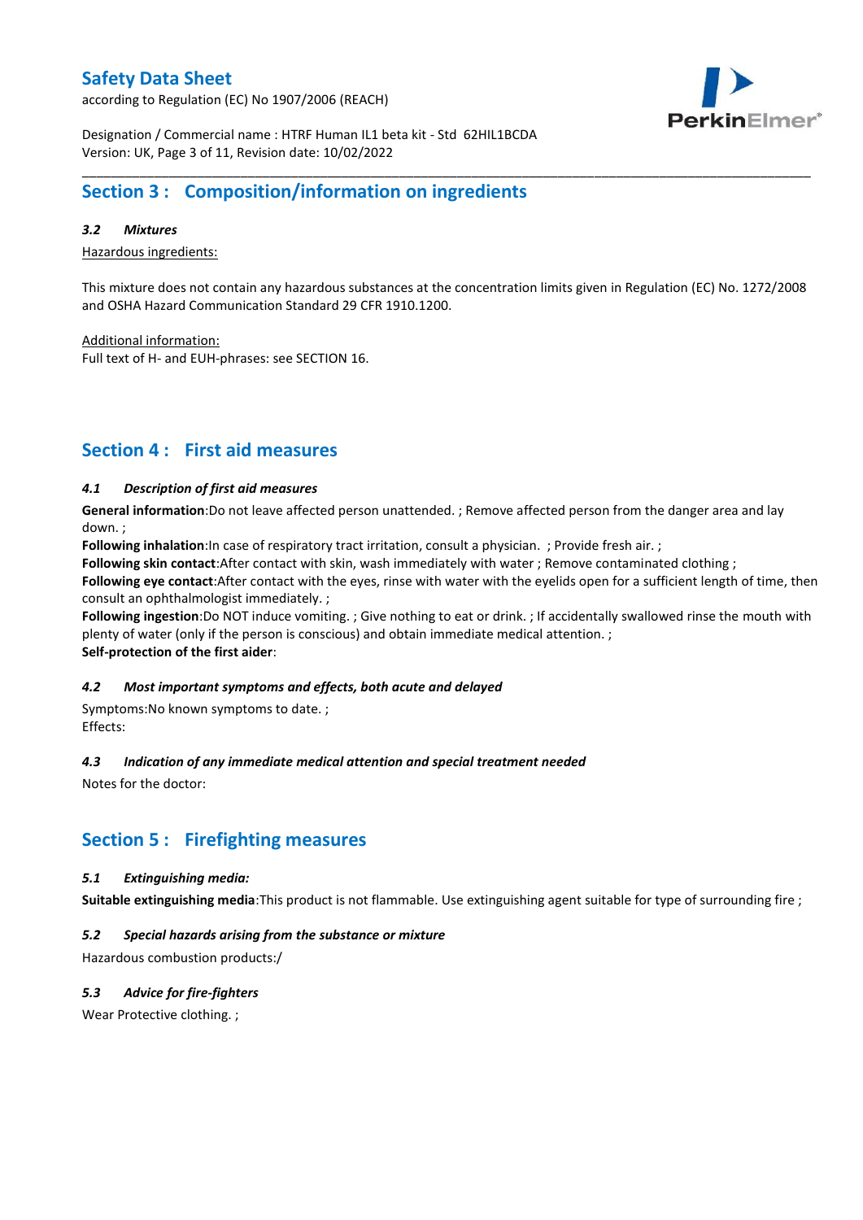## Section 3 : Composition/information on ingredients

### *3.2 Mixtures*

Hazardous ingredients:

This mixture does not contain any hazardous substances at the concentration limits given in Regulation (EC) No. 1272/2008 and OSHA Hazard Communication Standard 29 CFR 1910.1200.

Additional information:
Full text of H- and EUH-phrases: see SECTION 16.

## Section 4 : First aid measures

### *4.1 Description of first aid measures*

**General information**:Do not leave affected person unattended. ; Remove affected person from the danger area and lay down. ;
**Following inhalation**:In case of respiratory tract irritation, consult a physician. ; Provide fresh air. ;
**Following skin contact**:After contact with skin, wash immediately with water ; Remove contaminated clothing ;
**Following eye contact**:After contact with the eyes, rinse with water with the eyelids open for a sufficient length of time, then consult an ophthalmologist immediately. ;
**Following ingestion**:Do NOT induce vomiting. ; Give nothing to eat or drink. ; If accidentally swallowed rinse the mouth with plenty of water (only if the person is conscious) and obtain immediate medical attention. ;
**Self-protection of the first aider**:

### *4.2 Most important symptoms and effects, both acute and delayed*

Symptoms:No known symptoms to date. ;
Effects:

### *4.3 Indication of any immediate medical attention and special treatment needed*

Notes for the doctor:

## Section 5 : Firefighting measures

### *5.1 Extinguishing media:*

**Suitable extinguishing media**:This product is not flammable. Use extinguishing agent suitable for type of surrounding fire ;

### *5.2 Special hazards arising from the substance or mixture*

Hazardous combustion products:/

### *5.3 Advice for fire-fighters*

Wear Protective clothing. ;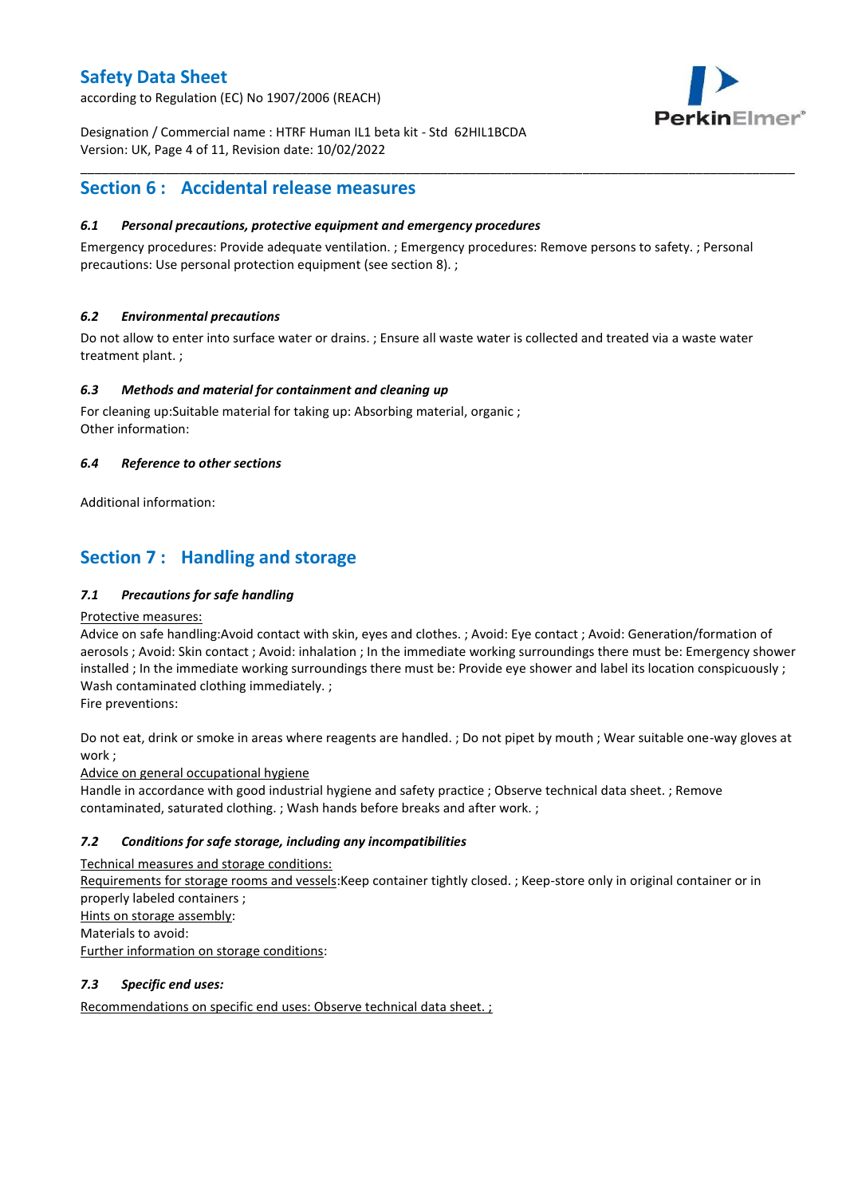## Section 6 : Accidental release measures

### *6.1 Personal precautions, protective equipment and emergency procedures*

Emergency procedures: Provide adequate ventilation. ; Emergency procedures: Remove persons to safety. ; Personal precautions: Use personal protection equipment (see section 8). ;

### *6.2 Environmental precautions*

Do not allow to enter into surface water or drains. ; Ensure all waste water is collected and treated via a waste water treatment plant. ;

### *6.3 Methods and material for containment and cleaning up*

For cleaning up:Suitable material for taking up: Absorbing material, organic ;
Other information:

### *6.4 Reference to other sections*

Additional information:

## Section 7 : Handling and storage

### *7.1 Precautions for safe handling*

Protective measures:
Advice on safe handling:Avoid contact with skin, eyes and clothes. ; Avoid: Eye contact ; Avoid: Generation/formation of aerosols ; Avoid: Skin contact ; Avoid: inhalation ; In the immediate working surroundings there must be: Emergency shower installed ; In the immediate working surroundings there must be: Provide eye shower and label its location conspicuously ; Wash contaminated clothing immediately. ;
Fire preventions:

Do not eat, drink or smoke in areas where reagents are handled. ; Do not pipet by mouth ; Wear suitable one-way gloves at work ;
Advice on general occupational hygiene
Handle in accordance with good industrial hygiene and safety practice ; Observe technical data sheet. ; Remove contaminated, saturated clothing. ; Wash hands before breaks and after work. ;

### *7.2 Conditions for safe storage, including any incompatibilities*

Technical measures and storage conditions:
Requirements for storage rooms and vessels:Keep container tightly closed. ; Keep-store only in original container or in properly labeled containers ;
Hints on storage assembly:
Materials to avoid:
Further information on storage conditions:

### *7.3 Specific end uses:*

Recommendations on specific end uses: Observe technical data sheet. ;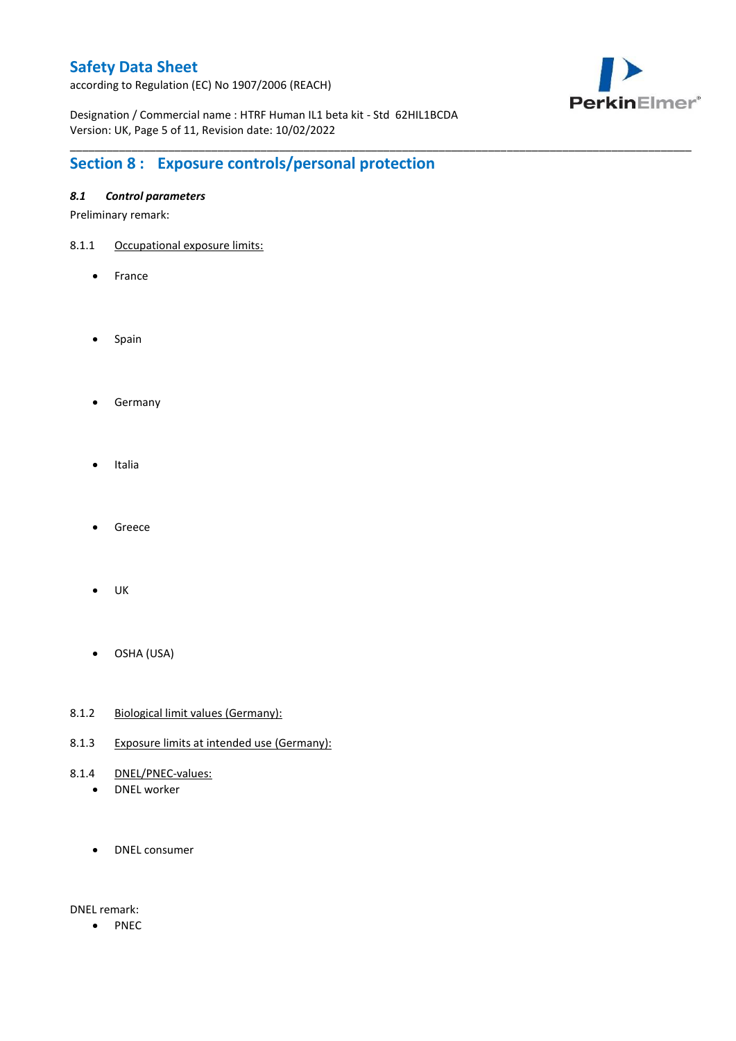## Section 8 : Exposure controls/personal protection

### *8.1 Control parameters*

Preliminary remark:

8.1.1 Occupational exposure limits:

- France

- Spain

- Germany

- Italia

- Greece

- UK

- OSHA (USA)

8.1.2 Biological limit values (Germany):

8.1.3 Exposure limits at intended use (Germany):

8.1.4 DNEL/PNEC-values:

- DNEL worker

- DNEL consumer

DNEL remark:

- PNEC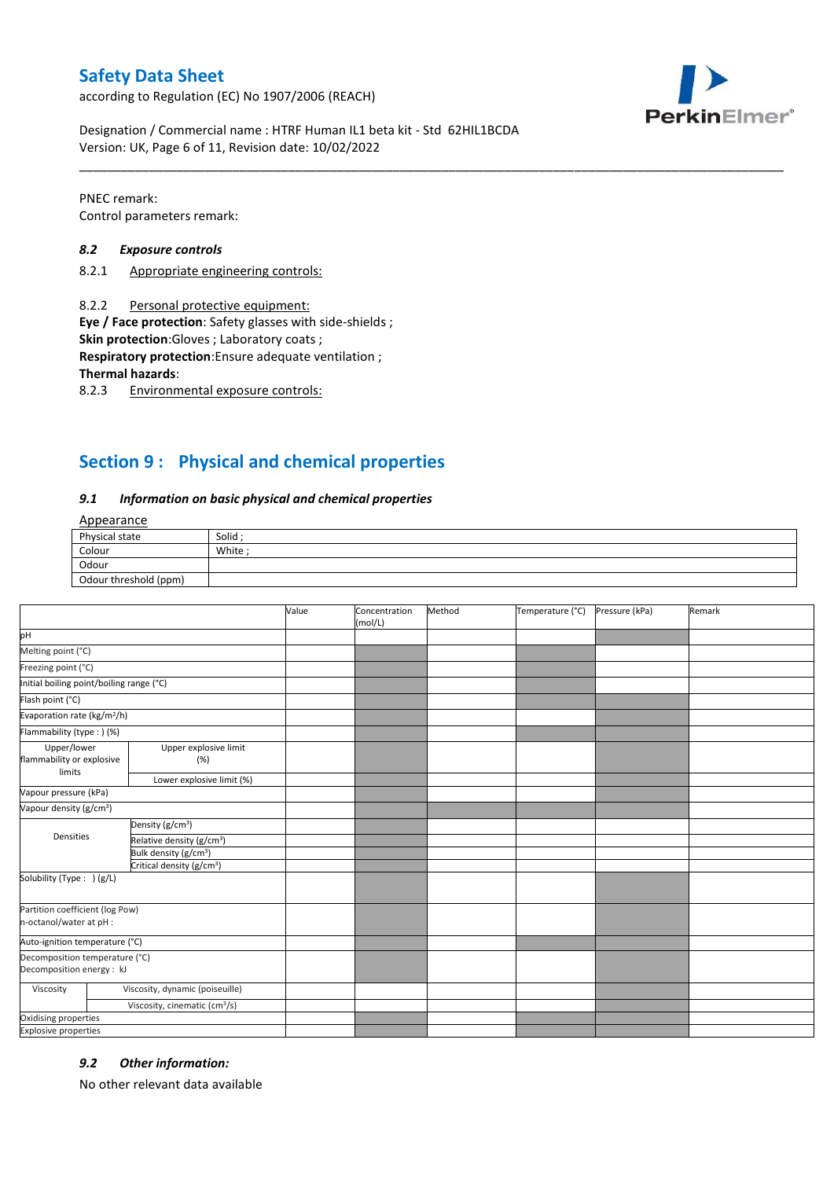PNEC remark:
Control parameters remark:

### *8.2 Exposure controls*

8.2.1 Appropriate engineering controls:

8.2.2 Personal protective equipment:
**Eye / Face protection**: Safety glasses with side-shields ;
**Skin protection**:Gloves ; Laboratory coats ;
**Respiratory protection**:Ensure adequate ventilation ;
**Thermal hazards**:
8.2.3 Environmental exposure controls:

## Section 9 : Physical and chemical properties

### *9.1 Information on basic physical and chemical properties*

Appearance

| | |
|---|---|
| Physical state | Solid ; |
| Colour | White ; |
| Odour | |
| Odour threshold (ppm) | |

| | | Value | Concentration (mol/L) | Method | Temperature (°C) | Pressure (kPa) | Remark |
|---|---|---|---|---|---|---|---|
| pH | | | | | | | |
| Melting point (°C) | | | | | | | |
| Freezing point (°C) | | | | | | | |
| Initial boiling point/boiling range (°C) | | | | | | | |
| Flash point (°C) | | | | | | | |
| Evaporation rate (kg/m²/h) | | | | | | | |
| Flammability (type : ) (%) | | | | | | | |
| Upper/lower flammability or explosive limits | Upper explosive limit (%) | | | | | | |
| | Lower explosive limit (%) | | | | | | |
| Vapour pressure (kPa) | | | | | | | |
| Vapour density (g/cm³) | | | | | | | |
| Densities | Density (g/cm³) | | | | | | |
| | Relative density (g/cm³) | | | | | | |
| | Bulk density (g/cm³) | | | | | | |
| | Critical density (g/cm³) | | | | | | |
| Solubility (Type : ) (g/L) | | | | | | | |
| Partition coefficient (log Pow) n-octanol/water at pH : | | | | | | | |
| Auto-ignition temperature (°C) | | | | | | | |
| Decomposition temperature (°C) Decomposition energy : kJ | | | | | | | |
| Viscosity | Viscosity, dynamic (poiseuille) | | | | | | |
| | Viscosity, cinematic (cm³/s) | | | | | | |
| Oxidising properties | | | | | | | |
| Explosive properties | | | | | | | |

### *9.2 Other information:*

No other relevant data available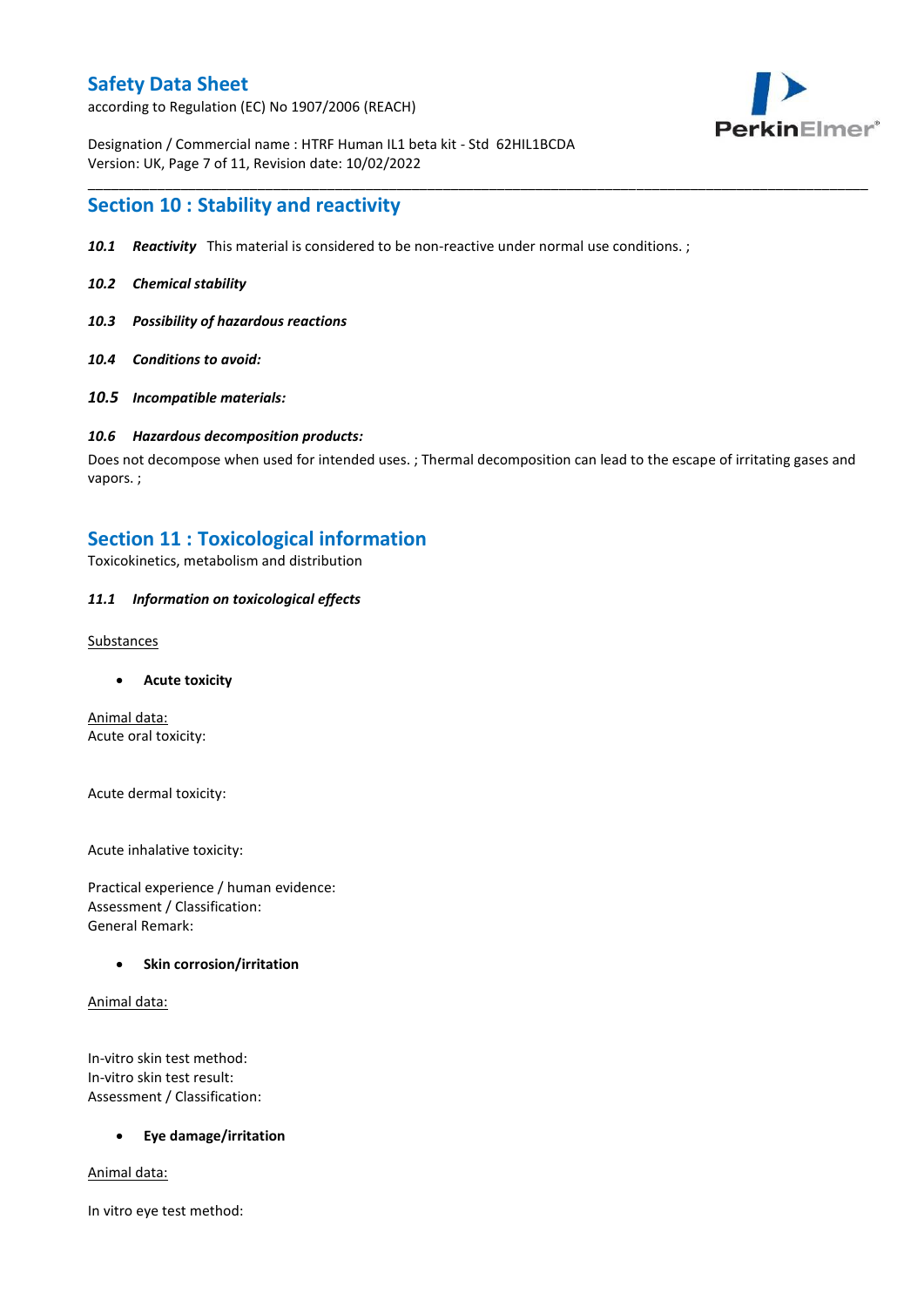## Section 10 : Stability and reactivity

***10.1 Reactivity*** This material is considered to be non-reactive under normal use conditions. ;

***10.2 Chemical stability***

***10.3 Possibility of hazardous reactions***

***10.4 Conditions to avoid:***

***10.5 Incompatible materials:***

***10.6 Hazardous decomposition products:***

Does not decompose when used for intended uses. ; Thermal decomposition can lead to the escape of irritating gases and vapors. ;

## Section 11 : Toxicological information

Toxicokinetics, metabolism and distribution

***11.1 Information on toxicological effects***

Substances

- **Acute toxicity**

Animal data:
Acute oral toxicity:

Acute dermal toxicity:

Acute inhalative toxicity:

Practical experience / human evidence:
Assessment / Classification:
General Remark:

- **Skin corrosion/irritation**

Animal data:

In-vitro skin test method:
In-vitro skin test result:
Assessment / Classification:

- **Eye damage/irritation**

Animal data:

In vitro eye test method: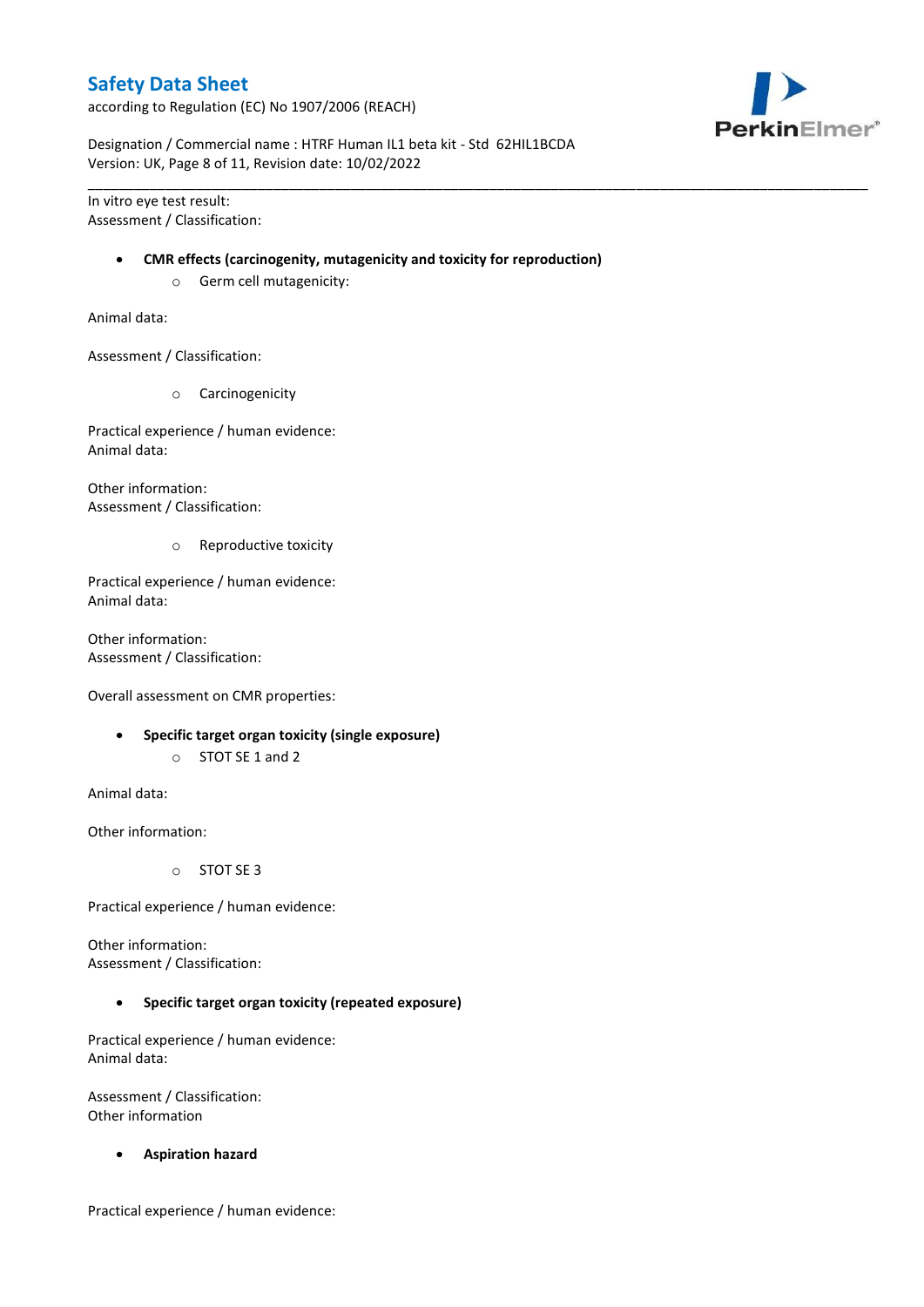In vitro eye test result:
Assessment / Classification:

- **CMR effects (carcinogenity, mutagenicity and toxicity for reproduction)**
    - Germ cell mutagenicity:

Animal data:

Assessment / Classification:

- Carcinogenicity

Practical experience / human evidence:
Animal data:

Other information:
Assessment / Classification:

- Reproductive toxicity

Practical experience / human evidence:
Animal data:

Other information:
Assessment / Classification:

Overall assessment on CMR properties:

- **Specific target organ toxicity (single exposure)**
    - STOT SE 1 and 2

Animal data:

Other information:

- STOT SE 3

Practical experience / human evidence:

Other information:
Assessment / Classification:

- **Specific target organ toxicity (repeated exposure)**

Practical experience / human evidence:
Animal data:

Assessment / Classification:
Other information

- **Aspiration hazard**

Practical experience / human evidence: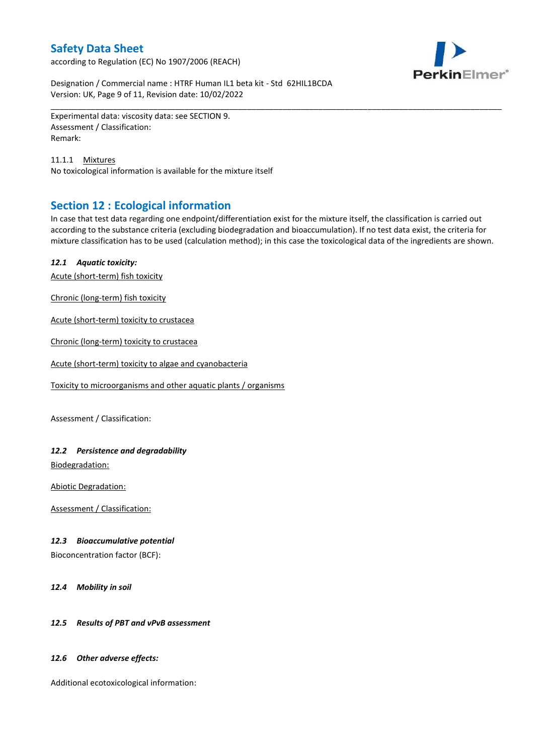Experimental data: viscosity data: see SECTION 9.
Assessment / Classification:
Remark:

11.1.1 Mixtures
No toxicological information is available for the mixture itself

## Section 12 : Ecological information

In case that test data regarding one endpoint/differentiation exist for the mixture itself, the classification is carried out according to the substance criteria (excluding biodegradation and bioaccumulation). If no test data exist, the criteria for mixture classification has to be used (calculation method); in this case the toxicological data of the ingredients are shown.

### *12.1 Aquatic toxicity:*

Acute (short-term) fish toxicity

Chronic (long-term) fish toxicity

Acute (short-term) toxicity to crustacea

Chronic (long-term) toxicity to crustacea

Acute (short-term) toxicity to algae and cyanobacteria

Toxicity to microorganisms and other aquatic plants / organisms

Assessment / Classification:

### *12.2 Persistence and degradability*

Biodegradation:

Abiotic Degradation:

Assessment / Classification:

### *12.3 Bioaccumulative potential*

Bioconcentration factor (BCF):

### *12.4 Mobility in soil*

### *12.5 Results of PBT and vPvB assessment*

### *12.6 Other adverse effects:*

Additional ecotoxicological information: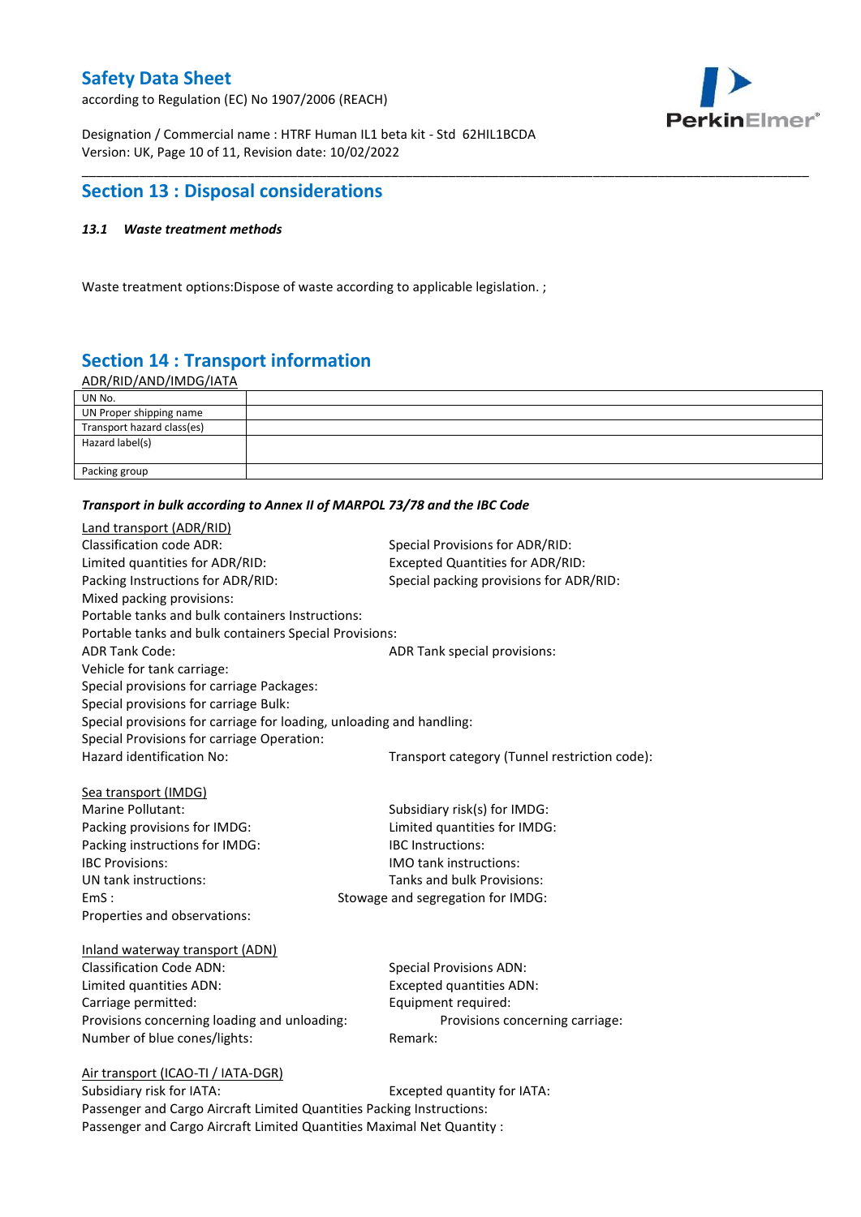## Section 13 : Disposal considerations

#### *13.1 Waste treatment methods*

Waste treatment options:Dispose of waste according to applicable legislation. ;

## Section 14 : Transport information

ADR/RID/AND/IMDG/IATA

| UN No. | |
|---|---|
| UN Proper shipping name | |
| Transport hazard class(es) | |
| Hazard label(s) | |
| Packing group | |

***Transport in bulk according to Annex II of MARPOL 73/78 and the IBC Code***

Land transport (ADR/RID)

Classification code ADR:

Special Provisions for ADR/RID:

Limited quantities for ADR/RID:

Excepted Quantities for ADR/RID:

Packing Instructions for ADR/RID:

Special packing provisions for ADR/RID:

Mixed packing provisions:

Portable tanks and bulk containers Instructions:

Portable tanks and bulk containers Special Provisions:

ADR Tank Code:

ADR Tank special provisions:

Vehicle for tank carriage:

Special provisions for carriage Packages:

Special provisions for carriage Bulk:

Special provisions for carriage for loading, unloading and handling:

Special Provisions for carriage Operation:

Hazard identification No:

Transport category (Tunnel restriction code):

Sea transport (IMDG)

Marine Pollutant:

Subsidiary risk(s) for IMDG:

Packing provisions for IMDG:

Limited quantities for IMDG:

Packing instructions for IMDG:

IBC Instructions:

IBC Provisions:

IMO tank instructions:

UN tank instructions:

Tanks and bulk Provisions:

EmS :

Stowage and segregation for IMDG:

Properties and observations:

Inland waterway transport (ADN)

Classification Code ADN:

Special Provisions ADN:

Limited quantities ADN:

Excepted quantities ADN:

Carriage permitted:

Equipment required:

Provisions concerning loading and unloading:

Provisions concerning carriage:

Number of blue cones/lights:

Remark:

Air transport (ICAO-TI / IATA-DGR)

Subsidiary risk for IATA:

Excepted quantity for IATA:

Passenger and Cargo Aircraft Limited Quantities Packing Instructions:

Passenger and Cargo Aircraft Limited Quantities Maximal Net Quantity :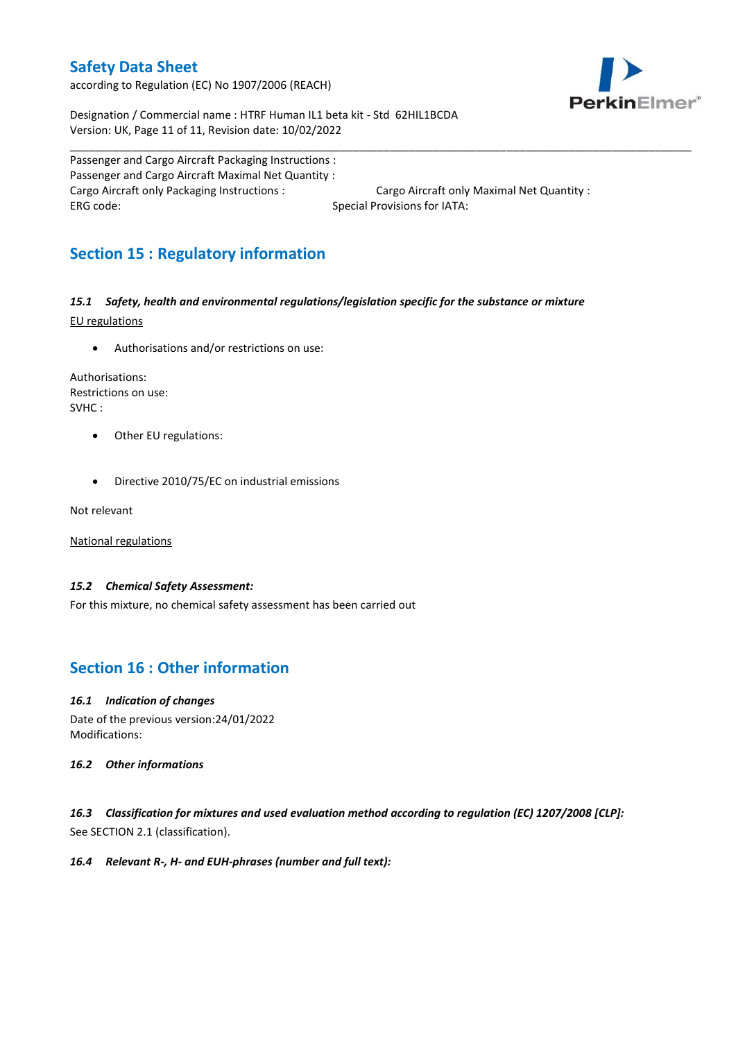Passenger and Cargo Aircraft Packaging Instructions :
Passenger and Cargo Aircraft Maximal Net Quantity :
Cargo Aircraft only Packaging Instructions : Cargo Aircraft only Maximal Net Quantity :
ERG code: Special Provisions for IATA:

## Section 15 : Regulatory information

### *15.1 Safety, health and environmental regulations/legislation specific for the substance or mixture*

EU regulations

- Authorisations and/or restrictions on use:

Authorisations:
Restrictions on use:
SVHC :

- Other EU regulations:

- Directive 2010/75/EC on industrial emissions

Not relevant

National regulations

### *15.2 Chemical Safety Assessment:*

For this mixture, no chemical safety assessment has been carried out

## Section 16 : Other information

### *16.1 Indication of changes*

Date of the previous version:24/01/2022
Modifications:

### *16.2 Other informations*

### *16.3 Classification for mixtures and used evaluation method according to regulation (EC) 1207/2008 [CLP]:*

See SECTION 2.1 (classification).

### *16.4 Relevant R-, H- and EUH-phrases (number and full text):*